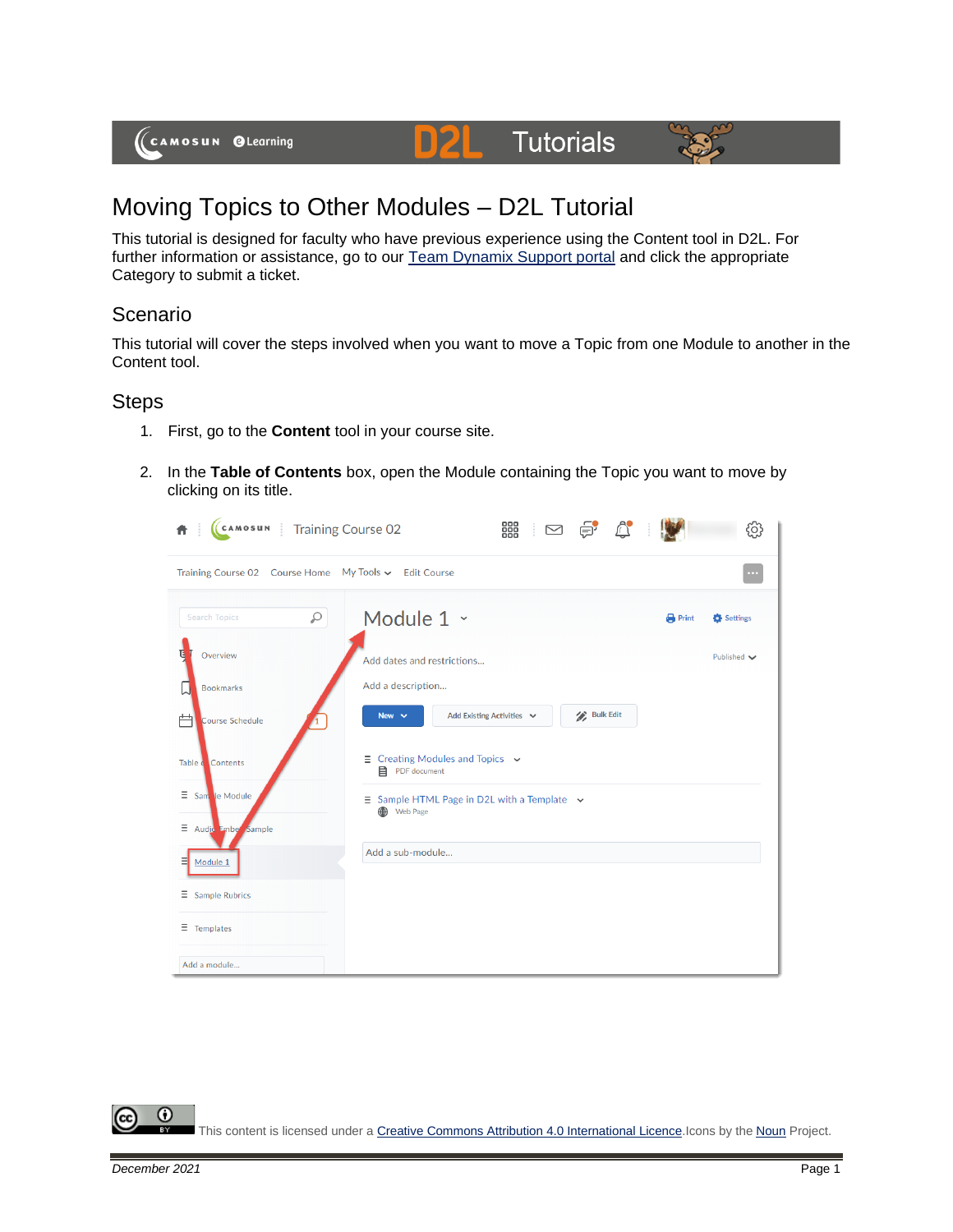# Moving Topics to Other Modules – D2L Tutorial

This tutorial is designed for faculty who have previous experience using the Content tool in D2L. For further information or assistance, go to our Team Dynamix Support portal and click the appropriate Category to submit a ticket.

## Scenario

This tutorial will cover the steps involved when you want to move a Topic from one Module to another in the Content tool.

## Steps

1. First, go to the **Content** tool in your course site.
2. In the **Table of Contents** box, open the Module containing the Topic you want to move by clicking on its title.

This content is licensed under a Creative Commons Attribution 4.0 International Licence. Icons by the Noun Project.

*December 2021*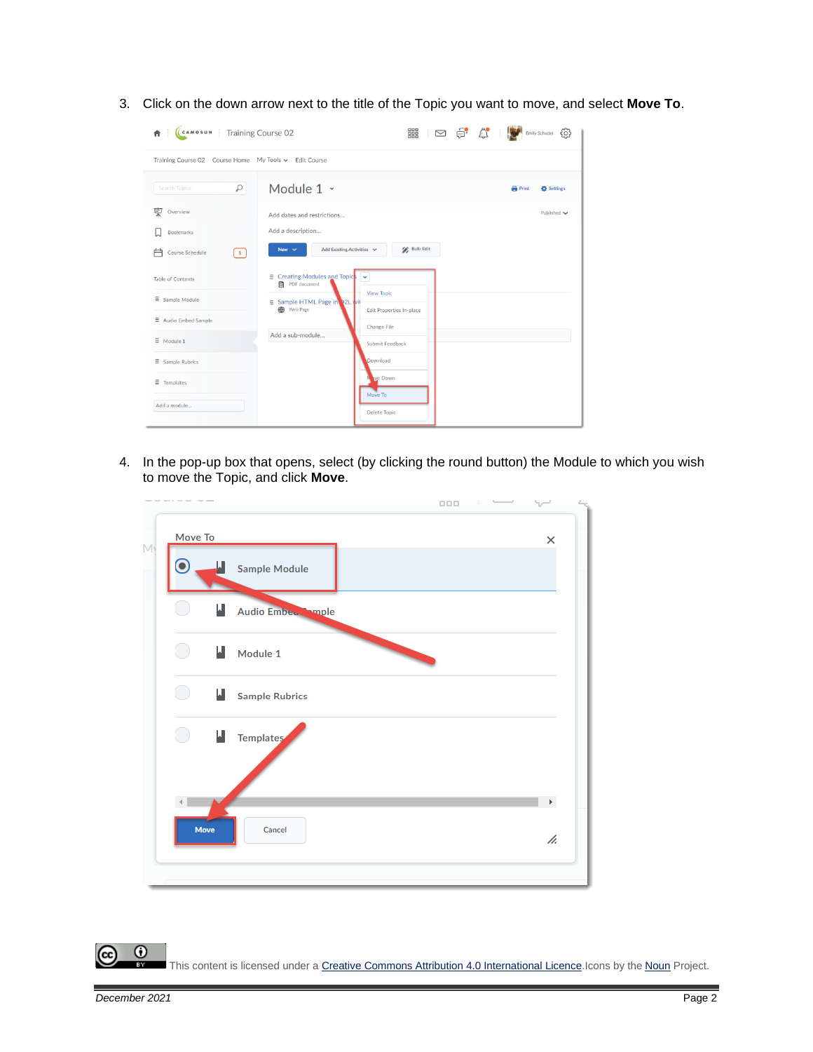3. Click on the down arrow next to the title of the Topic you want to move, and select **Move To**.

4. In the pop-up box that opens, select (by clicking the round button) the Module to which you wish to move the Topic, and click **Move**.

This content is licensed under a Creative Commons Attribution 4.0 International Licence. Icons by the Noun Project.

*December 2021*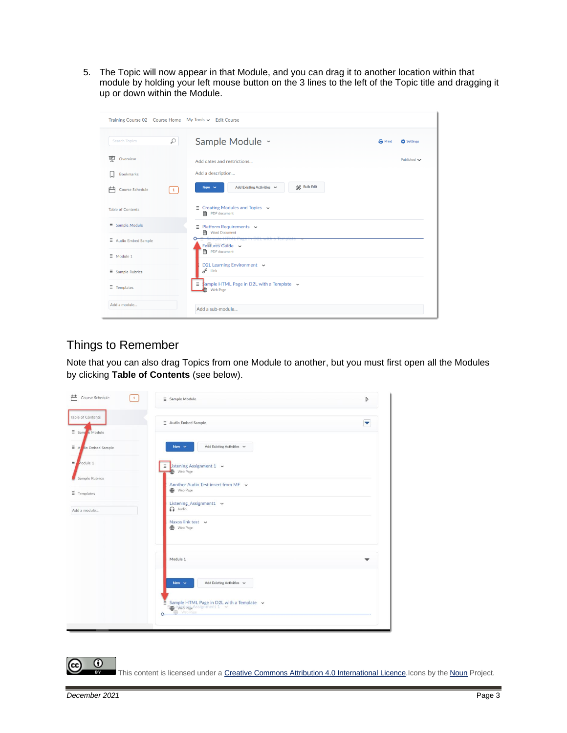5. The Topic will now appear in that Module, and you can drag it to another location within that module by holding your left mouse button on the 3 lines to the left of the Topic title and dragging it up or down within the Module.

## Things to Remember

Note that you can also drag Topics from one Module to another, but you must first open all the Modules by clicking **Table of Contents** (see below).

This content is licensed under a Creative Commons Attribution 4.0 International Licence. Icons by the Noun Project.

*December 2021*